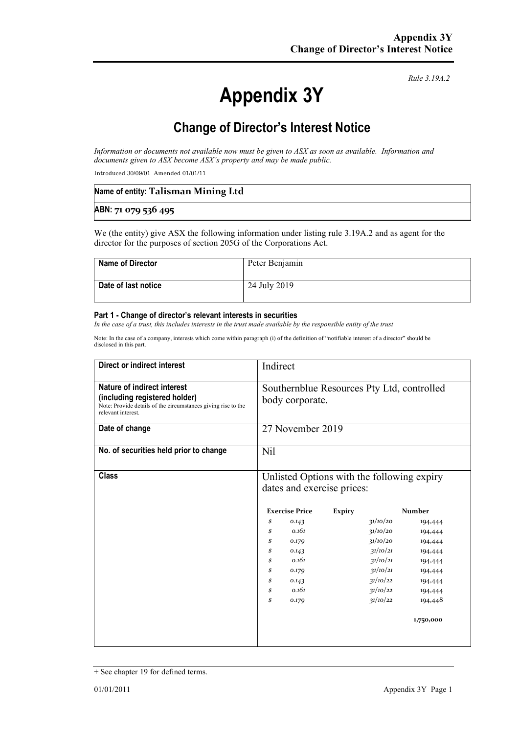*Rule 3.19A.2*

# Appendix 3Y

## Change of Director's Interest Notice

*Information or documents not available now must be given to ASX as soon as available. Information and documents given to ASX become ASX's property and may be made public.*

Introduced 30/09/01 Amended 01/01/11

| Name of entity: Talisman Mining Ltd |
|---|
| ABN: 71 079 536 495 |

We (the entity) give ASX the following information under listing rule 3.19A.2 and as agent for the director for the purposes of section 205G of the Corporations Act.

| Name of Director | Peter Benjamin |
|---|---|
| Date of last notice | 24 July 2019 |

### Part 1 - Change of director's relevant interests in securities

*In the case of a trust, this includes interests in the trust made available by the responsible entity of the trust*

Note: In the case of a company, interests which come within paragraph (i) of the definition of "notifiable interest of a director" should be disclosed in this part.

| Direct or indirect interest | Indirect |
|---|---|
| **Nature of indirect interest (including registered holder)**<br>Note: Provide details of the circumstances giving rise to the relevant interest. | Southernblue Resources Pty Ltd, controlled body corporate. |
| **Date of change** | 27 November 2019 |
| **No. of securities held prior to change** | Nil |
| **Class** | Unlisted Options with the following expiry dates and exercise prices: |

| Exercise Price | Expiry | Number |
|---|---|---|
| $ 0.143 | 31/10/20 | 194,444 |
| $ 0.161 | 31/10/20 | 194,444 |
| $ 0.179 | 31/10/20 | 194,444 |
| $ 0.143 | 31/10/21 | 194,444 |
| $ 0.161 | 31/10/21 | 194,444 |
| $ 0.179 | 31/10/21 | 194,444 |
| $ 0.143 | 31/10/22 | 194,444 |
| $ 0.161 | 31/10/22 | 194,444 |
| $ 0.179 | 31/10/22 | 194,448 |
| | | **1,750,000** |

+ See chapter 19 for defined terms.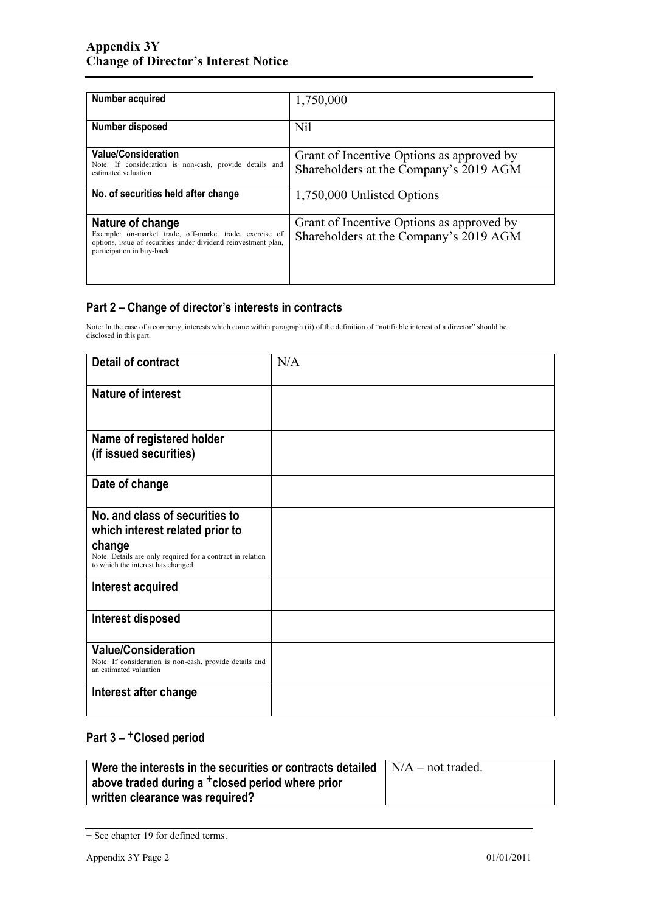| Number acquired | 1,750,000 |
|---|---|
| Number disposed | Nil |
| **Value/Consideration**<br>Note: If consideration is non-cash, provide details and estimated valuation | Grant of Incentive Options as approved by Shareholders at the Company's 2019 AGM |
| No. of securities held after change | 1,750,000 Unlisted Options |
| **Nature of change**<br>Example: on-market trade, off-market trade, exercise of options, issue of securities under dividend reinvestment plan, participation in buy-back | Grant of Incentive Options as approved by Shareholders at the Company's 2019 AGM |

## Part 2 – Change of director's interests in contracts

Note: In the case of a company, interests which come within paragraph (ii) of the definition of "notifiable interest of a director" should be disclosed in this part.

| Detail of contract | N/A |
|---|---|
| Nature of interest | |
| Name of registered holder (if issued securities) | |
| Date of change | |
| **No. and class of securities to which interest related prior to change**<br>Note: Details are only required for a contract in relation to which the interest has changed | |
| Interest acquired | |
| Interest disposed | |
| **Value/Consideration**<br>Note: If consideration is non-cash, provide details and an estimated valuation | |
| Interest after change | |

## Part 3 – +Closed period

| Were the interests in the securities or contracts detailed above traded during a +closed period where prior written clearance was required? | N/A – not traded. |
|---|---|

+ See chapter 19 for defined terms.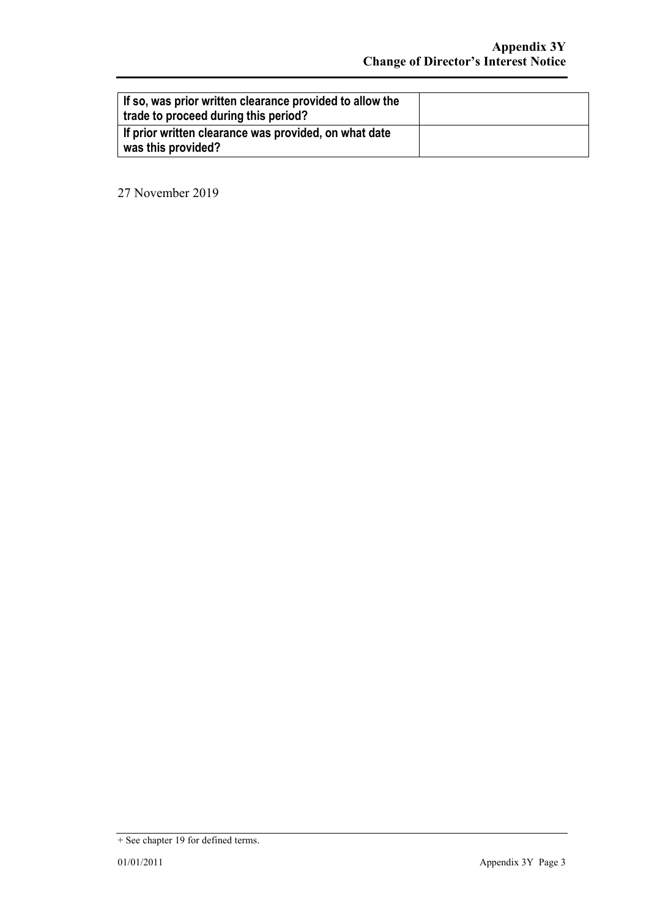| | |
|---|---|
| **If so, was prior written clearance provided to allow the trade to proceed during this period?** | |
| **If prior written clearance was provided, on what date was this provided?** | |

27 November 2019

+ See chapter 19 for defined terms.